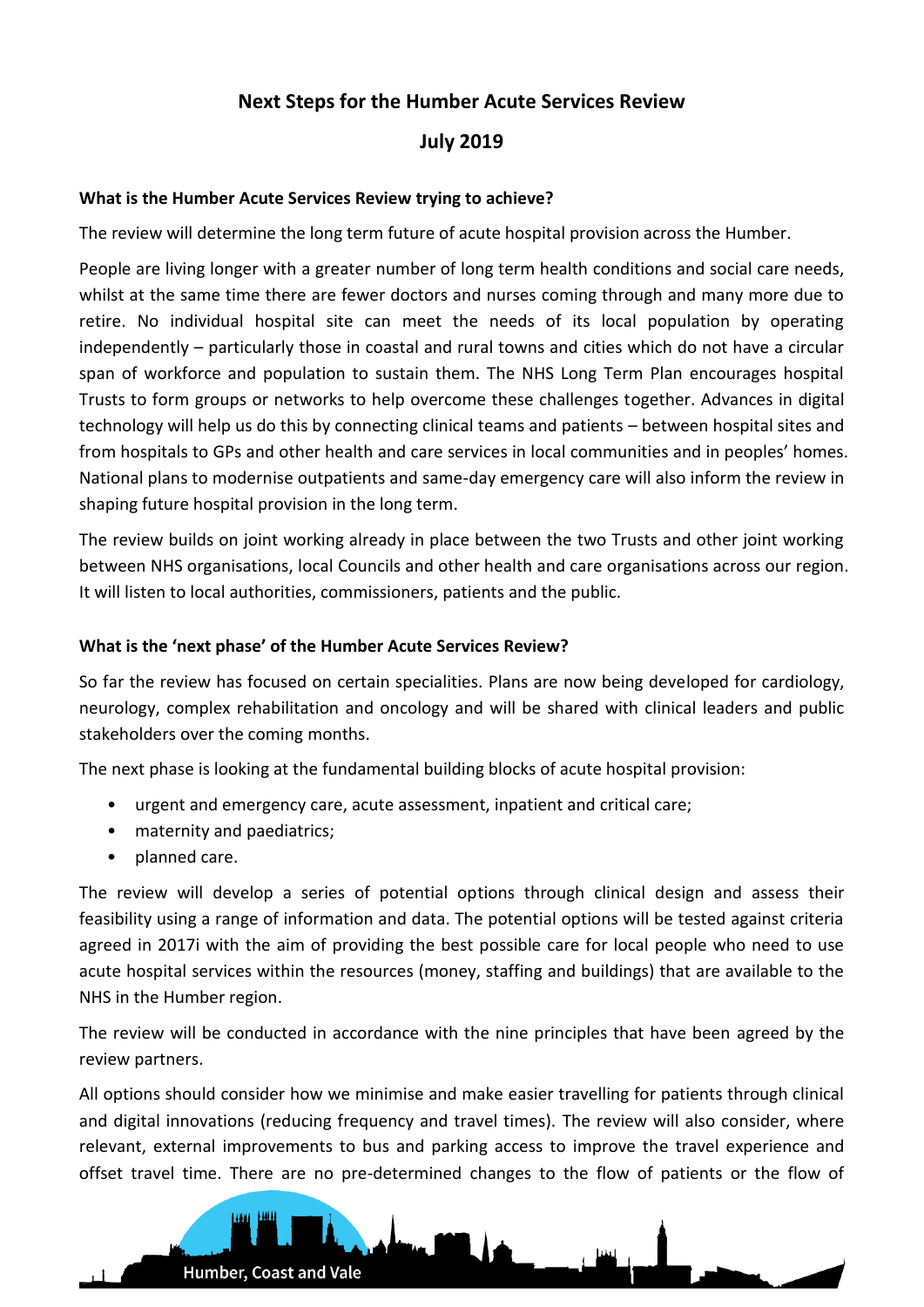# Next Steps for the Humber Acute Services Review

## July 2019

**What is the Humber Acute Services Review trying to achieve?**

The review will determine the long term future of acute hospital provision across the Humber.

People are living longer with a greater number of long term health conditions and social care needs, whilst at the same time there are fewer doctors and nurses coming through and many more due to retire. No individual hospital site can meet the needs of its local population by operating independently – particularly those in coastal and rural towns and cities which do not have a circular span of workforce and population to sustain them. The NHS Long Term Plan encourages hospital Trusts to form groups or networks to help overcome these challenges together. Advances in digital technology will help us do this by connecting clinical teams and patients – between hospital sites and from hospitals to GPs and other health and care services in local communities and in peoples' homes. National plans to modernise outpatients and same-day emergency care will also inform the review in shaping future hospital provision in the long term.

The review builds on joint working already in place between the two Trusts and other joint working between NHS organisations, local Councils and other health and care organisations across our region. It will listen to local authorities, commissioners, patients and the public.

**What is the 'next phase' of the Humber Acute Services Review?**

So far the review has focused on certain specialities. Plans are now being developed for cardiology, neurology, complex rehabilitation and oncology and will be shared with clinical leaders and public stakeholders over the coming months.

The next phase is looking at the fundamental building blocks of acute hospital provision:

- urgent and emergency care, acute assessment, inpatient and critical care;
- maternity and paediatrics;
- planned care.

The review will develop a series of potential options through clinical design and assess their feasibility using a range of information and data. The potential options will be tested against criteria agreed in 2017[i] with the aim of providing the best possible care for local people who need to use acute hospital services within the resources (money, staffing and buildings) that are available to the NHS in the Humber region.

The review will be conducted in accordance with the nine principles that have been agreed by the review partners.

All options should consider how we minimise and make easier travelling for patients through clinical and digital innovations (reducing frequency and travel times). The review will also consider, where relevant, external improvements to bus and parking access to improve the travel experience and offset travel time. There are no pre-determined changes to the flow of patients or the flow of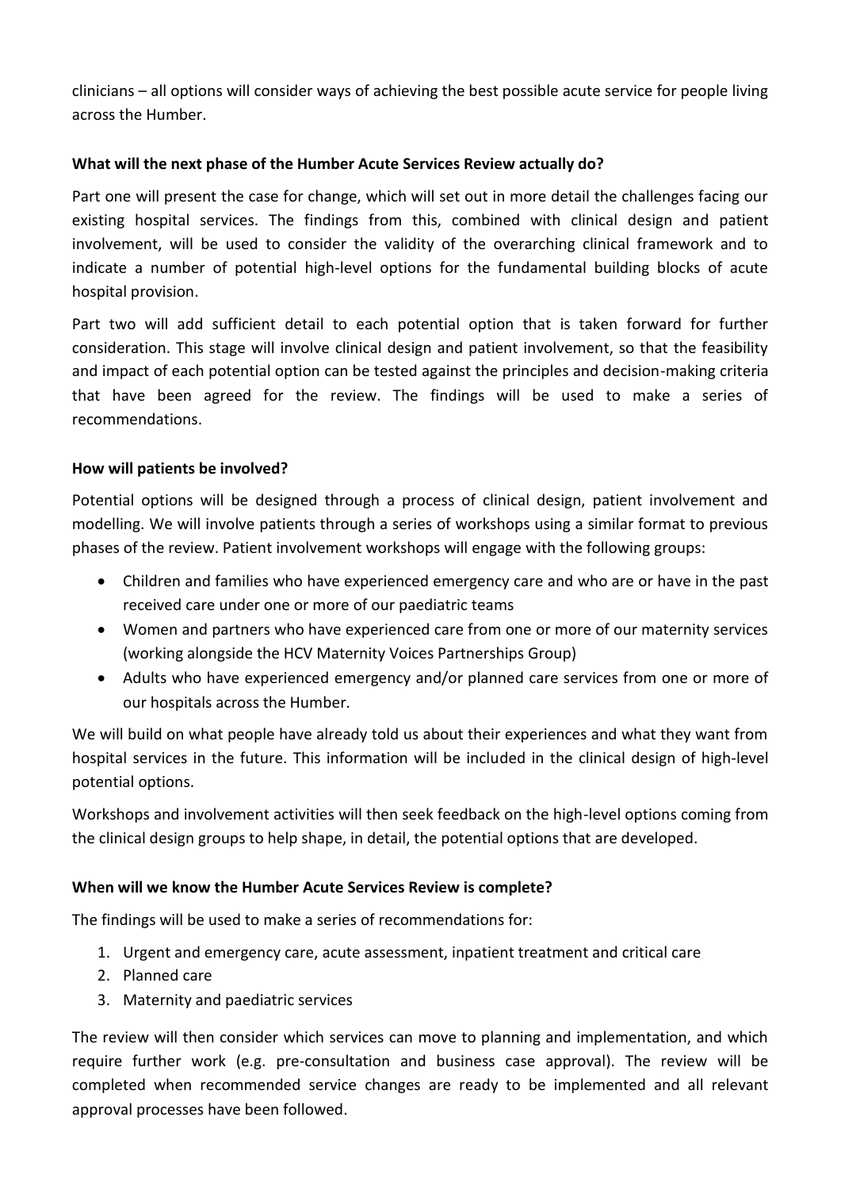clinicians – all options will consider ways of achieving the best possible acute service for people living across the Humber.

**What will the next phase of the Humber Acute Services Review actually do?**

Part one will present the case for change, which will set out in more detail the challenges facing our existing hospital services. The findings from this, combined with clinical design and patient involvement, will be used to consider the validity of the overarching clinical framework and to indicate a number of potential high-level options for the fundamental building blocks of acute hospital provision.

Part two will add sufficient detail to each potential option that is taken forward for further consideration. This stage will involve clinical design and patient involvement, so that the feasibility and impact of each potential option can be tested against the principles and decision-making criteria that have been agreed for the review. The findings will be used to make a series of recommendations.

**How will patients be involved?**

Potential options will be designed through a process of clinical design, patient involvement and modelling. We will involve patients through a series of workshops using a similar format to previous phases of the review. Patient involvement workshops will engage with the following groups:

- Children and families who have experienced emergency care and who are or have in the past received care under one or more of our paediatric teams
- Women and partners who have experienced care from one or more of our maternity services (working alongside the HCV Maternity Voices Partnerships Group)
- Adults who have experienced emergency and/or planned care services from one or more of our hospitals across the Humber.

We will build on what people have already told us about their experiences and what they want from hospital services in the future. This information will be included in the clinical design of high-level potential options.

Workshops and involvement activities will then seek feedback on the high-level options coming from the clinical design groups to help shape, in detail, the potential options that are developed.

**When will we know the Humber Acute Services Review is complete?**

The findings will be used to make a series of recommendations for:

1. Urgent and emergency care, acute assessment, inpatient treatment and critical care
2. Planned care
3. Maternity and paediatric services

The review will then consider which services can move to planning and implementation, and which require further work (e.g. pre-consultation and business case approval). The review will be completed when recommended service changes are ready to be implemented and all relevant approval processes have been followed.